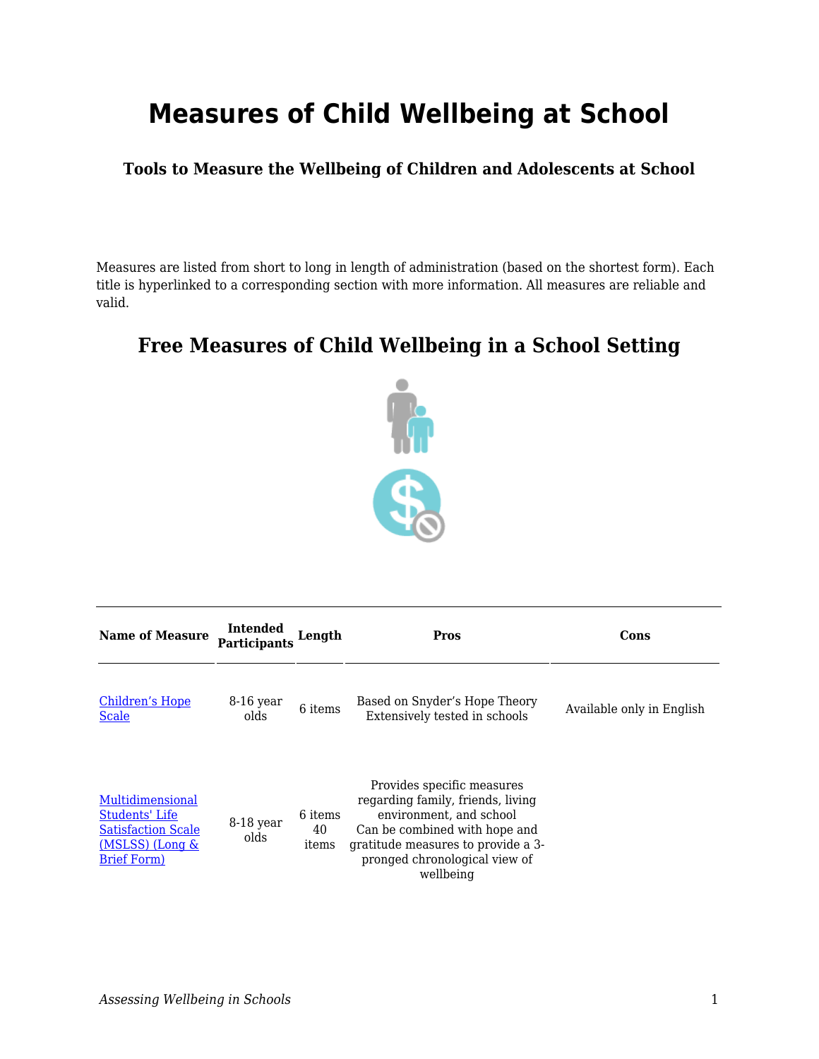# Measures of Child Wellbeing at School

### Tools to Measure the Wellbeing of Children and Adolescents at School

Measures are listed from short to long in length of administration (based on the shortest form). Each title is hyperlinked to a corresponding section with more information. All measures are reliable and valid.

## Free Measures of Child Wellbeing in a School Setting

| Name of Measure | Intended Participants | Length | Pros | Cons |
|---|---|---|---|---|
| Children's Hope Scale | 8-16 year olds | 6 items | Based on Snyder's Hope Theory<br>Extensively tested in schools | Available only in English |
| Multidimensional Students' Life Satisfaction Scale (MSLSS) (Long & Brief Form) | 8-18 year olds | 6 items<br>40 items | Provides specific measures regarding family, friends, living environment, and school<br>Can be combined with hope and gratitude measures to provide a 3-pronged chronological view of wellbeing | |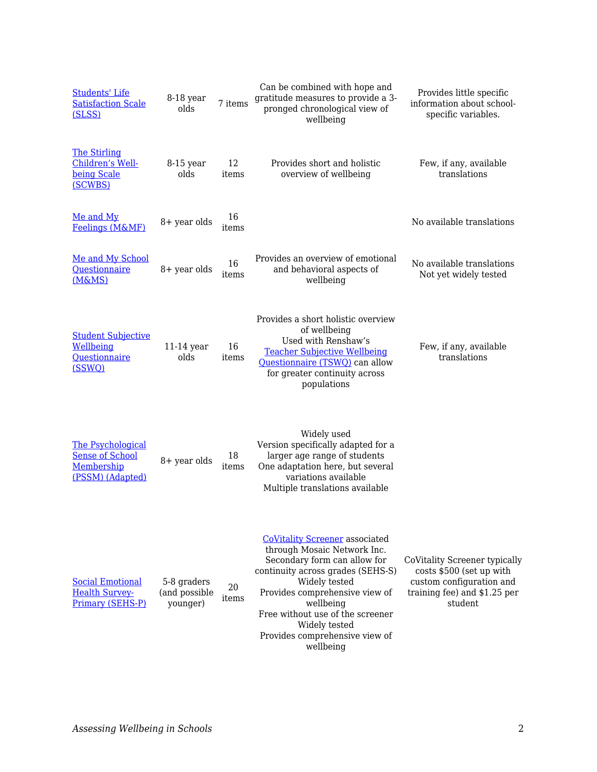| | | | | |
|---|---|---|---|---|
| Students' Life Satisfaction Scale (SLSS) | 8-18 year olds | 7 items | Can be combined with hope and gratitude measures to provide a 3-pronged chronological view of wellbeing | Provides little specific information about school-specific variables. |
| The Stirling Children's Well-being Scale (SCWBS) | 8-15 year olds | 12 items | Provides short and holistic overview of wellbeing | Few, if any, available translations |
| Me and My Feelings (M&MF) | 8+ year olds | 16 items | | No available translations |
| Me and My School Questionnaire (M&MS) | 8+ year olds | 16 items | Provides an overview of emotional and behavioral aspects of wellbeing | No available translations<br>Not yet widely tested |
| Student Subjective Wellbeing Questionnaire (SSWQ) | 11-14 year olds | 16 items | Provides a short holistic overview of wellbeing<br>Used with Renshaw's Teacher Subjective Wellbeing Questionnaire (TSWQ) can allow for greater continuity across populations | Few, if any, available translations |
| The Psychological Sense of School Membership (PSSM) (Adapted) | 8+ year olds | 18 items | Widely used<br>Version specifically adapted for a larger age range of students<br>One adaptation here, but several variations available<br>Multiple translations available | |
| Social Emotional Health Survey-Primary (SEHS-P) | 5-8 graders (and possible younger) | 20 items | CoVitality Screener associated through Mosaic Network Inc.<br>Secondary form can allow for continuity across grades (SEHS-S)<br>Widely tested<br>Provides comprehensive view of wellbeing<br>Free without use of the screener<br>Widely tested<br>Provides comprehensive view of wellbeing | CoVitality Screener typically costs $500 (set up with custom configuration and training fee) and $1.25 per student |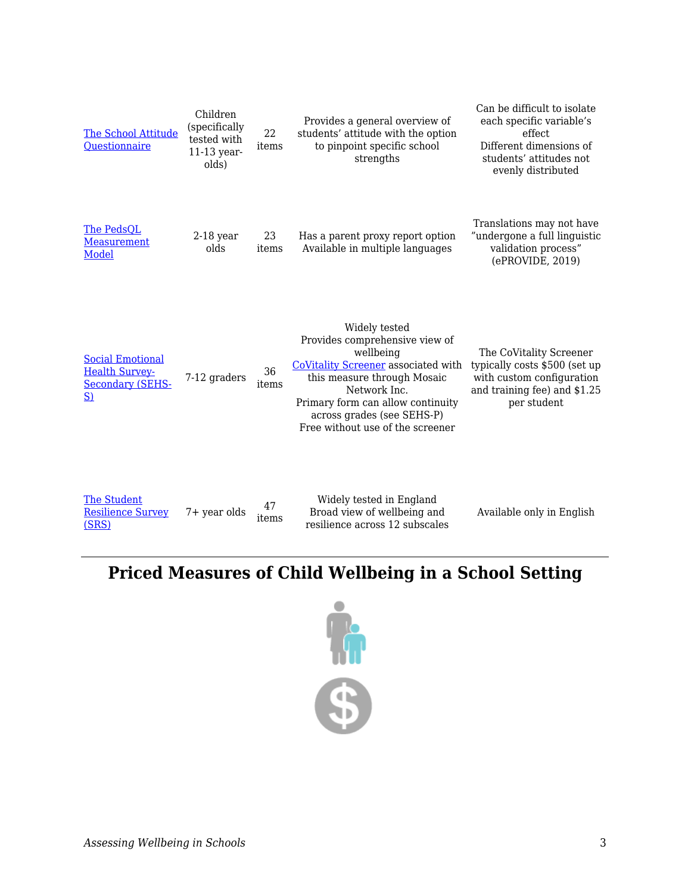| | | | | |
|---|---|---|---|---|
| [The School Attitude Questionnaire]() | Children (specifically tested with 11-13 year-olds) | 22 items | Provides a general overview of students' attitude with the option to pinpoint specific school strengths | Can be difficult to isolate each specific variable's effect<br>Different dimensions of students' attitudes not evenly distributed |
| [The PedsQL Measurement Model]() | 2-18 year olds | 23 items | Has a parent proxy report option<br>Available in multiple languages | Translations may not have "undergone a full linguistic validation process" (ePROVIDE, 2019) |
| [Social Emotional Health Survey-Secondary (SEHS-S)]() | 7-12 graders | 36 items | Widely tested<br>Provides comprehensive view of wellbeing<br>[CoVitality Screener]() associated with this measure through Mosaic Network Inc.<br>Primary form can allow continuity across grades (see SEHS-P)<br>Free without use of the screener | The CoVitality Screener typically costs $500 (set up with custom configuration and training fee) and $1.25 per student |
| [The Student Resilience Survey (SRS)]() | 7+ year olds | 47 items | Widely tested in England<br>Broad view of wellbeing and resilience across 12 subscales | Available only in English |

## Priced Measures of Child Wellbeing in a School Setting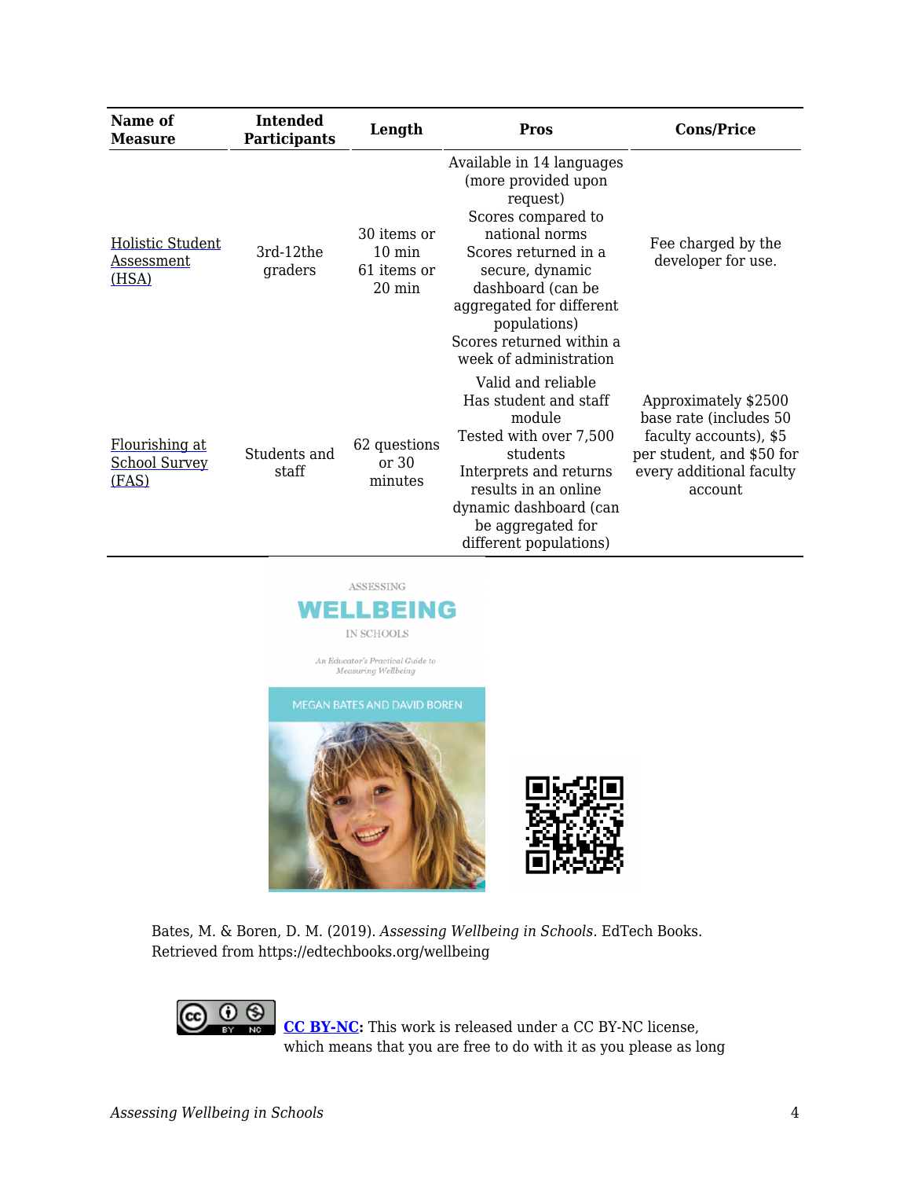| Name of Measure | Intended Participants | Length | Pros | Cons/Price |
|---|---|---|---|---|
| Holistic Student Assessment (HSA) | 3rd-12the graders | 30 items or 10 min<br>61 items or 20 min | Available in 14 languages (more provided upon request)<br>Scores compared to national norms<br>Scores returned in a secure, dynamic dashboard (can be aggregated for different populations)<br>Scores returned within a week of administration | Fee charged by the developer for use. |
| Flourishing at School Survey (FAS) | Students and staff | 62 questions or 30 minutes | Valid and reliable<br>Has student and staff module<br>Tested with over 7,500 students<br>Interprets and returns results in an online dynamic dashboard (can be aggregated for different populations) | Approximately $2500 base rate (includes 50 faculty accounts), $5 per student, and $50 for every additional faculty account |

Bates, M. & Boren, D. M. (2019). *Assessing Wellbeing in Schools*. EdTech Books. Retrieved from https://edtechbooks.org/wellbeing

**CC BY-NC:** This work is released under a CC BY-NC license, which means that you are free to do with it as you please as long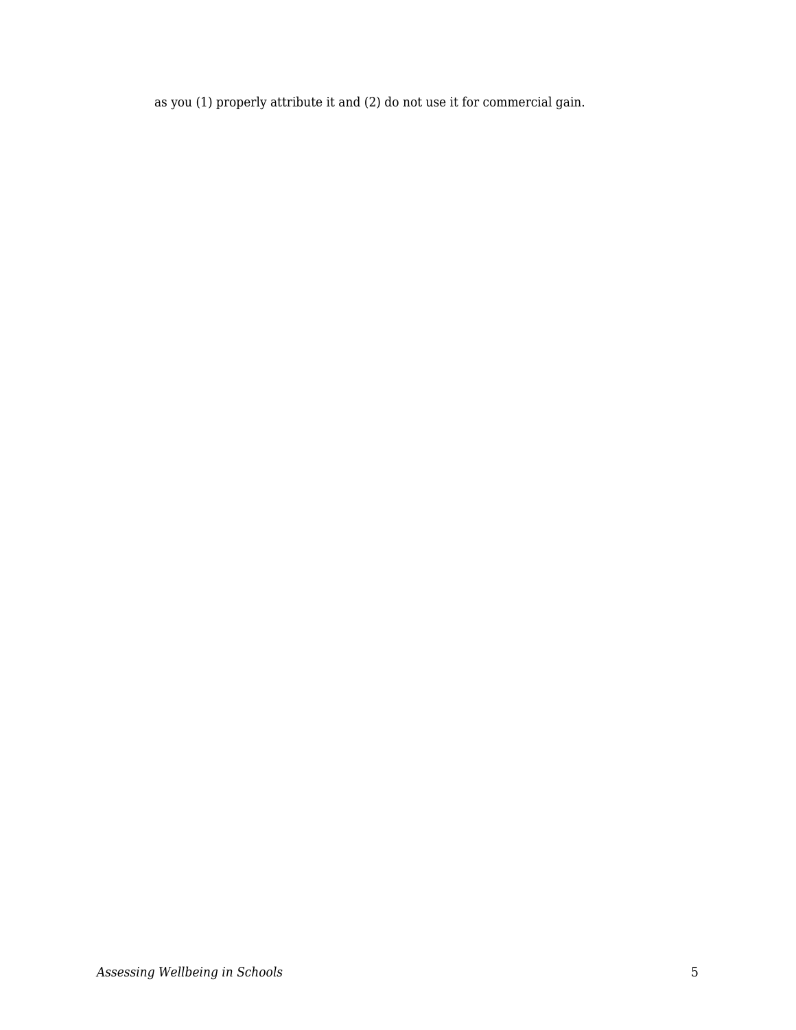as you (1) properly attribute it and (2) do not use it for commercial gain.